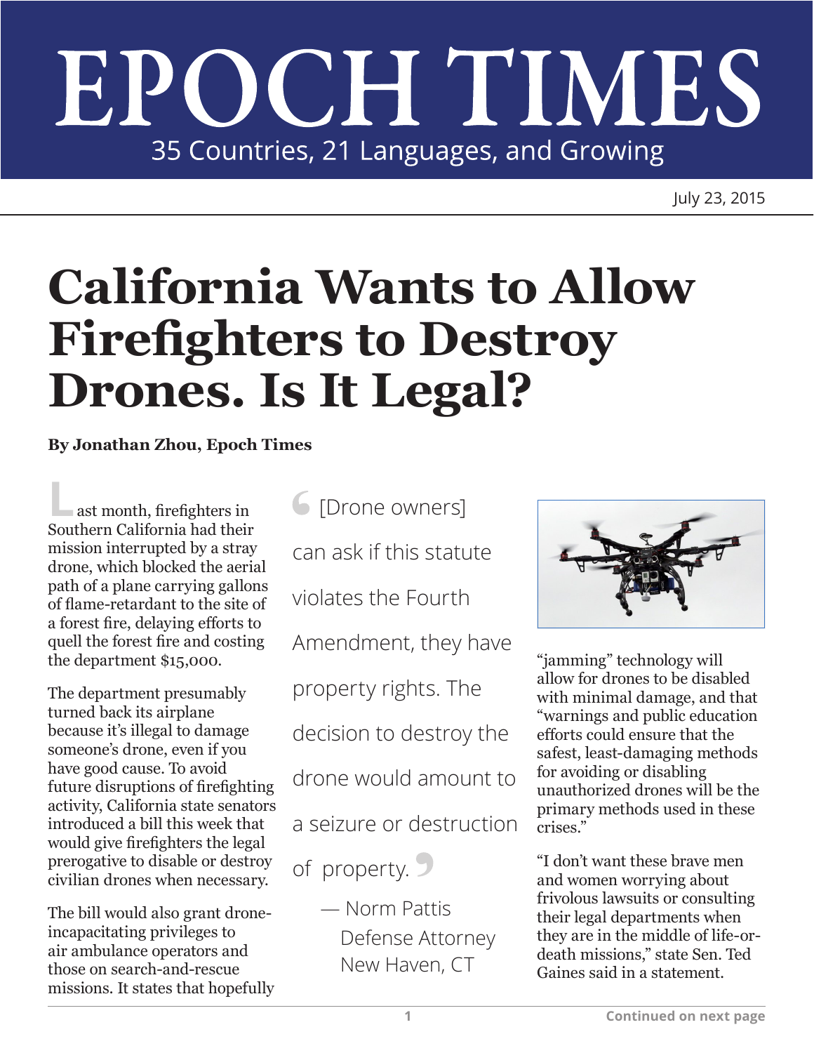# EPOCH TIMES

35 Countries, 21 Languages, and Growing

July 23, 2015

# California Wants to Allow Firefighters to Destroy Drones. Is It Legal?

**By Jonathan Zhou, Epoch Times**

Last month, firefighters in Southern California had their mission interrupted by a stray drone, which blocked the aerial path of a plane carrying gallons of flame-retardant to the site of a forest fire, delaying efforts to quell the forest fire and costing the department $15,000.

The department presumably turned back its airplane because it's illegal to damage someone's drone, even if you have good cause. To avoid future disruptions of firefighting activity, California state senators introduced a bill this week that would give firefighters the legal prerogative to disable or destroy civilian drones when necessary.

The bill would also grant drone-incapacitating privileges to air ambulance operators and those on search-and-rescue missions. It states that hopefully "jamming" technology will allow for drones to be disabled with minimal damage, and that "warnings and public education efforts could ensure that the safest, least-damaging methods for avoiding or disabling unauthorized drones will be the primary methods used in these crises."

> "[Drone owners] can ask if this statute violates the Fourth Amendment, they have property rights. The decision to destroy the drone would amount to a seizure or destruction of property."
>
> — Norm Pattis
> Defense Attorney
> New Haven, CT

"I don't want these brave men and women worrying about frivolous lawsuits or consulting their legal departments when they are in the middle of life-or-death missions," state Sen. Ted Gaines said in a statement.

Continued on next page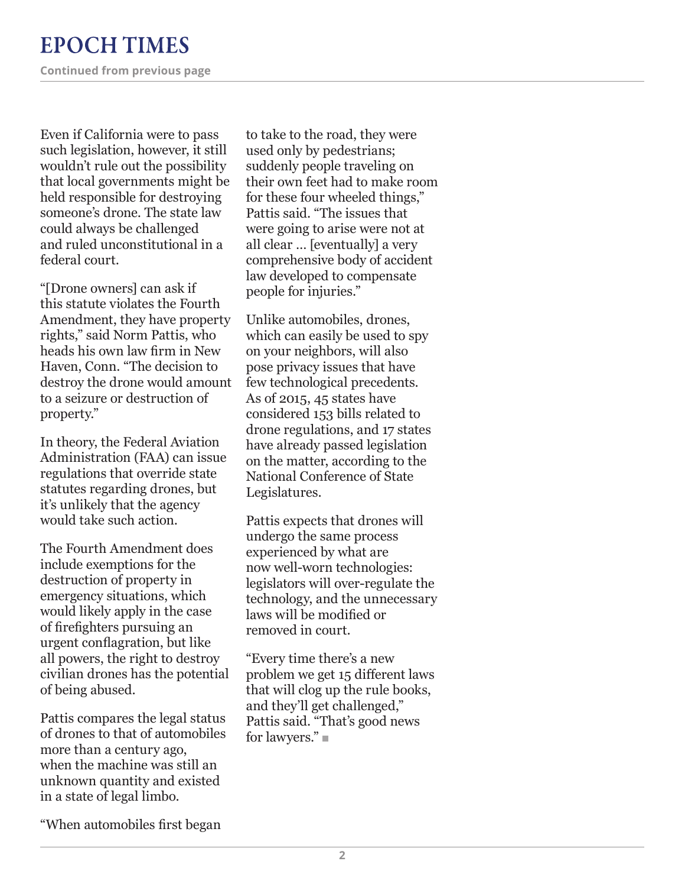Even if California were to pass such legislation, however, it still wouldn't rule out the possibility that local governments might be held responsible for destroying someone's drone. The state law could always be challenged and ruled unconstitutional in a federal court.

"[Drone owners] can ask if this statute violates the Fourth Amendment, they have property rights," said Norm Pattis, who heads his own law firm in New Haven, Conn. "The decision to destroy the drone would amount to a seizure or destruction of property."

In theory, the Federal Aviation Administration (FAA) can issue regulations that override state statutes regarding drones, but it's unlikely that the agency would take such action.

The Fourth Amendment does include exemptions for the destruction of property in emergency situations, which would likely apply in the case of firefighters pursuing an urgent conflagration, but like all powers, the right to destroy civilian drones has the potential of being abused.

Pattis compares the legal status of drones to that of automobiles more than a century ago, when the machine was still an unknown quantity and existed in a state of legal limbo.

"When automobiles first began to take to the road, they were used only by pedestrians; suddenly people traveling on their own feet had to make room for these four wheeled things," Pattis said. "The issues that were going to arise were not at all clear … [eventually] a very comprehensive body of accident law developed to compensate people for injuries."

Unlike automobiles, drones, which can easily be used to spy on your neighbors, will also pose privacy issues that have few technological precedents. As of 2015, 45 states have considered 153 bills related to drone regulations, and 17 states have already passed legislation on the matter, according to the National Conference of State Legislatures.

Pattis expects that drones will undergo the same process experienced by what are now well-worn technologies: legislators will over-regulate the technology, and the unnecessary laws will be modified or removed in court.

"Every time there's a new problem we get 15 different laws that will clog up the rule books, and they'll get challenged," Pattis said. "That's good news for lawyers." ■